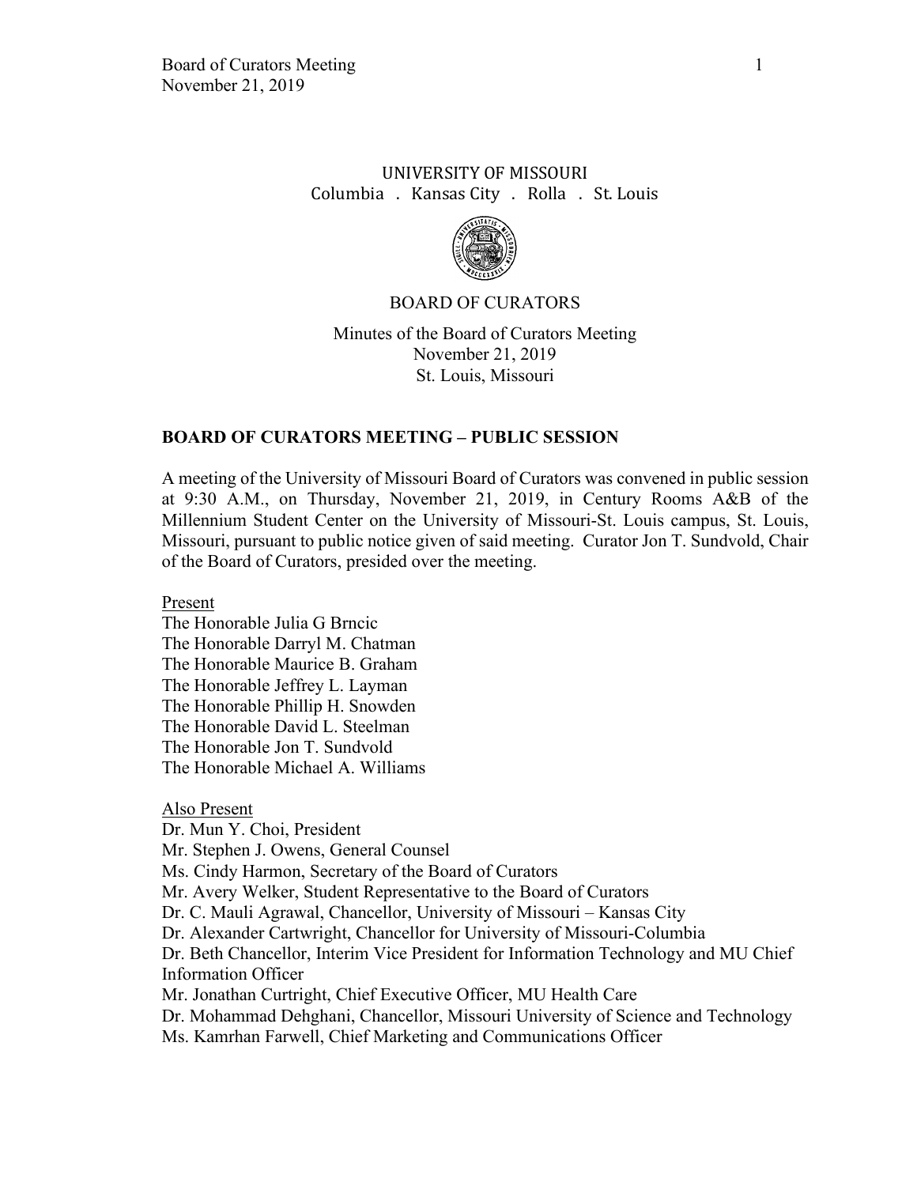UNIVERSITY OF MISSOURI
Columbia . Kansas City . Rolla . St. Louis

BOARD OF CURATORS

Minutes of the Board of Curators Meeting
November 21, 2019
St. Louis, Missouri

## BOARD OF CURATORS MEETING – PUBLIC SESSION

A meeting of the University of Missouri Board of Curators was convened in public session at 9:30 A.M., on Thursday, November 21, 2019, in Century Rooms A&B of the Millennium Student Center on the University of Missouri-St. Louis campus, St. Louis, Missouri, pursuant to public notice given of said meeting. Curator Jon T. Sundvold, Chair of the Board of Curators, presided over the meeting.

Present
The Honorable Julia G Brncic
The Honorable Darryl M. Chatman
The Honorable Maurice B. Graham
The Honorable Jeffrey L. Layman
The Honorable Phillip H. Snowden
The Honorable David L. Steelman
The Honorable Jon T. Sundvold
The Honorable Michael A. Williams

Also Present
Dr. Mun Y. Choi, President
Mr. Stephen J. Owens, General Counsel
Ms. Cindy Harmon, Secretary of the Board of Curators
Mr. Avery Welker, Student Representative to the Board of Curators
Dr. C. Mauli Agrawal, Chancellor, University of Missouri – Kansas City
Dr. Alexander Cartwright, Chancellor for University of Missouri-Columbia
Dr. Beth Chancellor, Interim Vice President for Information Technology and MU Chief Information Officer
Mr. Jonathan Curtright, Chief Executive Officer, MU Health Care
Dr. Mohammad Dehghani, Chancellor, Missouri University of Science and Technology
Ms. Kamrhan Farwell, Chief Marketing and Communications Officer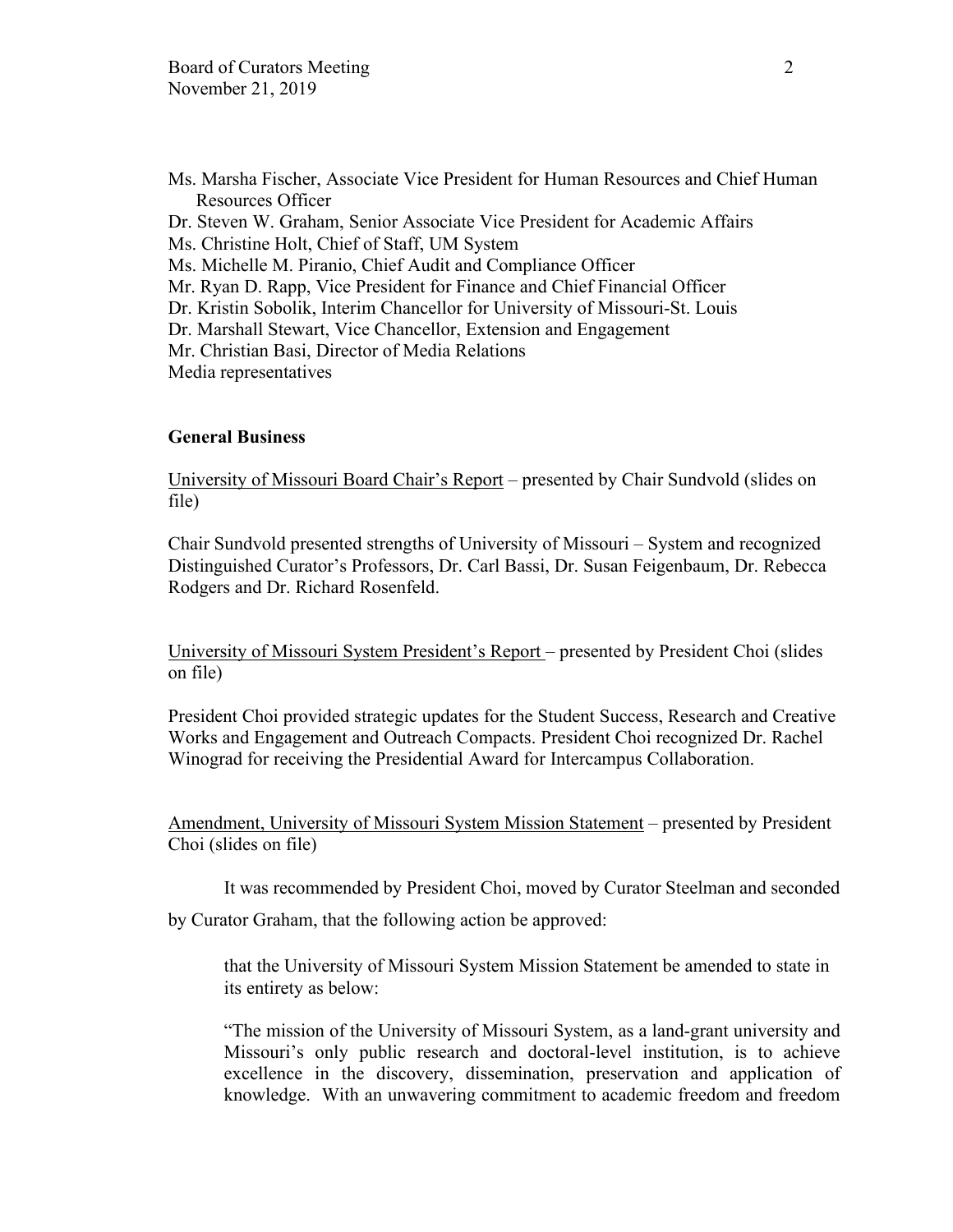Ms. Marsha Fischer, Associate Vice President for Human Resources and Chief Human Resources Officer
Dr. Steven W. Graham, Senior Associate Vice President for Academic Affairs
Ms. Christine Holt, Chief of Staff, UM System
Ms. Michelle M. Piranio, Chief Audit and Compliance Officer
Mr. Ryan D. Rapp, Vice President for Finance and Chief Financial Officer
Dr. Kristin Sobolik, Interim Chancellor for University of Missouri-St. Louis
Dr. Marshall Stewart, Vice Chancellor, Extension and Engagement
Mr. Christian Basi, Director of Media Relations
Media representatives

**General Business**

University of Missouri Board Chair's Report – presented by Chair Sundvold (slides on file)

Chair Sundvold presented strengths of University of Missouri – System and recognized Distinguished Curator's Professors, Dr. Carl Bassi, Dr. Susan Feigenbaum, Dr. Rebecca Rodgers and Dr. Richard Rosenfeld.

University of Missouri System President's Report – presented by President Choi (slides on file)

President Choi provided strategic updates for the Student Success, Research and Creative Works and Engagement and Outreach Compacts. President Choi recognized Dr. Rachel Winograd for receiving the Presidential Award for Intercampus Collaboration.

Amendment, University of Missouri System Mission Statement – presented by President Choi (slides on file)

It was recommended by President Choi, moved by Curator Steelman and seconded by Curator Graham, that the following action be approved:

> that the University of Missouri System Mission Statement be amended to state in its entirety as below:
>
> "The mission of the University of Missouri System, as a land-grant university and Missouri's only public research and doctoral-level institution, is to achieve excellence in the discovery, dissemination, preservation and application of knowledge. With an unwavering commitment to academic freedom and freedom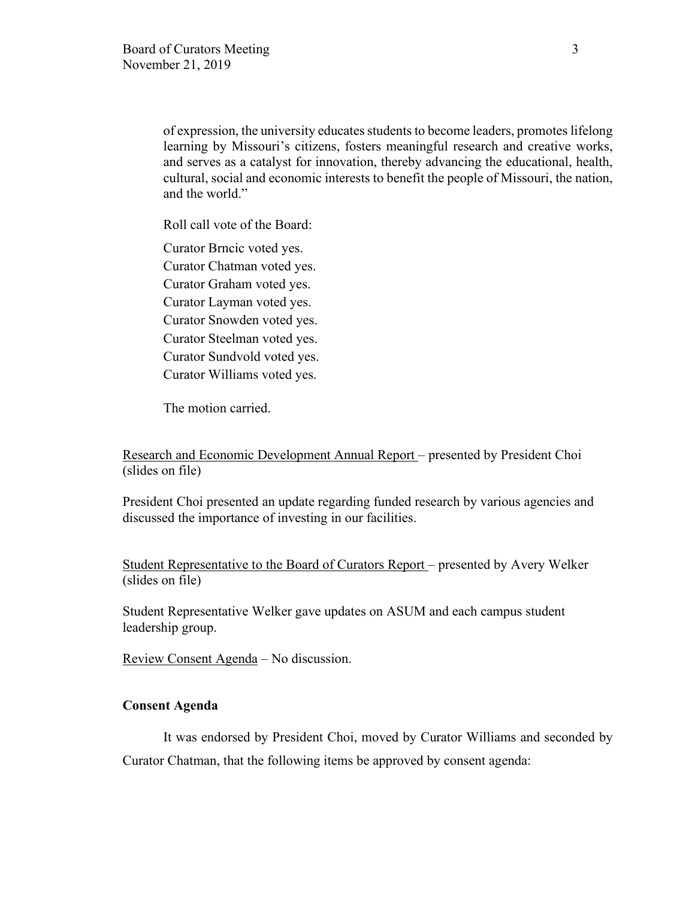of expression, the university educates students to become leaders, promotes lifelong learning by Missouri's citizens, fosters meaningful research and creative works, and serves as a catalyst for innovation, thereby advancing the educational, health, cultural, social and economic interests to benefit the people of Missouri, the nation, and the world."

Roll call vote of the Board:

Curator Brncic voted yes.
Curator Chatman voted yes.
Curator Graham voted yes.
Curator Layman voted yes.
Curator Snowden voted yes.
Curator Steelman voted yes.
Curator Sundvold voted yes.
Curator Williams voted yes.

The motion carried.

<u>Research and Economic Development Annual Report</u> – presented by President Choi (slides on file)

President Choi presented an update regarding funded research by various agencies and discussed the importance of investing in our facilities.

<u>Student Representative to the Board of Curators Report</u> – presented by Avery Welker (slides on file)

Student Representative Welker gave updates on ASUM and each campus student leadership group.

<u>Review Consent Agenda</u> – No discussion.

**Consent Agenda**

It was endorsed by President Choi, moved by Curator Williams and seconded by Curator Chatman, that the following items be approved by consent agenda: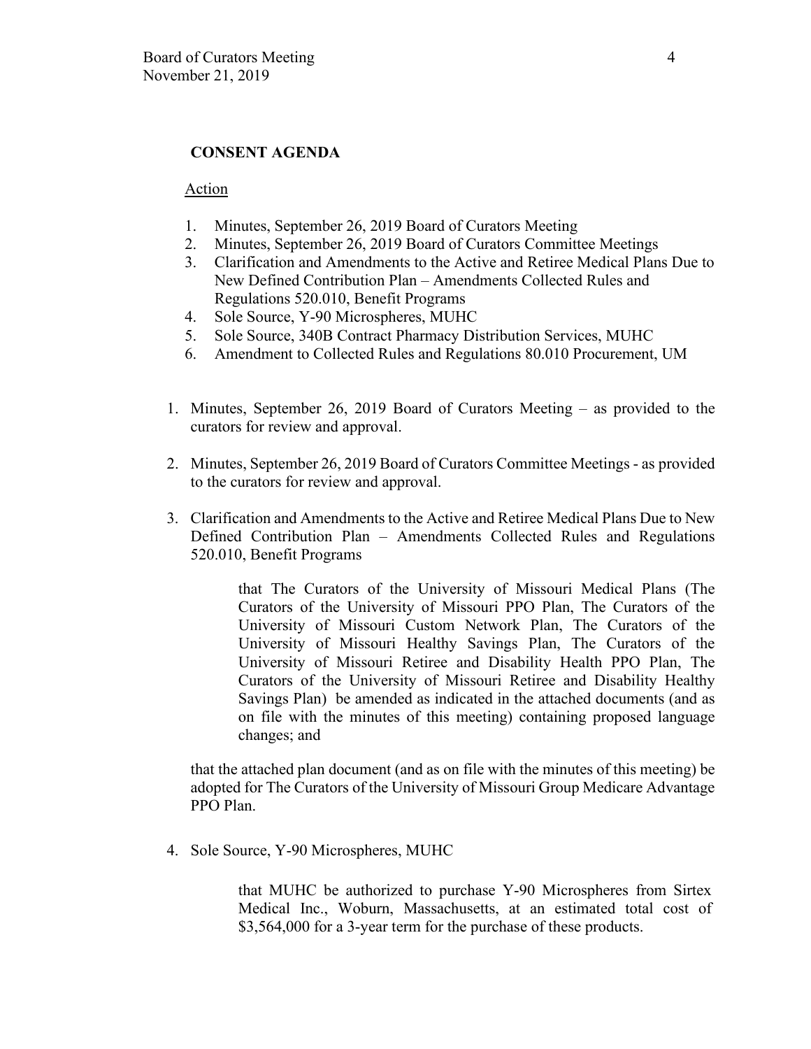**CONSENT AGENDA**

Action

1. Minutes, September 26, 2019 Board of Curators Meeting
2. Minutes, September 26, 2019 Board of Curators Committee Meetings
3. Clarification and Amendments to the Active and Retiree Medical Plans Due to New Defined Contribution Plan – Amendments Collected Rules and Regulations 520.010, Benefit Programs
4. Sole Source, Y-90 Microspheres, MUHC
5. Sole Source, 340B Contract Pharmacy Distribution Services, MUHC
6. Amendment to Collected Rules and Regulations 80.010 Procurement, UM

1. Minutes, September 26, 2019 Board of Curators Meeting – as provided to the curators for review and approval.

2. Minutes, September 26, 2019 Board of Curators Committee Meetings - as provided to the curators for review and approval.

3. Clarification and Amendments to the Active and Retiree Medical Plans Due to New Defined Contribution Plan – Amendments Collected Rules and Regulations 520.010, Benefit Programs

   > that The Curators of the University of Missouri Medical Plans (The Curators of the University of Missouri PPO Plan, The Curators of the University of Missouri Custom Network Plan, The Curators of the University of Missouri Healthy Savings Plan, The Curators of the University of Missouri Retiree and Disability Health PPO Plan, The Curators of the University of Missouri Retiree and Disability Healthy Savings Plan) be amended as indicated in the attached documents (and as on file with the minutes of this meeting) containing proposed language changes; and

   that the attached plan document (and as on file with the minutes of this meeting) be adopted for The Curators of the University of Missouri Group Medicare Advantage PPO Plan.

4. Sole Source, Y-90 Microspheres, MUHC

   > that MUHC be authorized to purchase Y-90 Microspheres from Sirtex Medical Inc., Woburn, Massachusetts, at an estimated total cost of $3,564,000 for a 3-year term for the purchase of these products.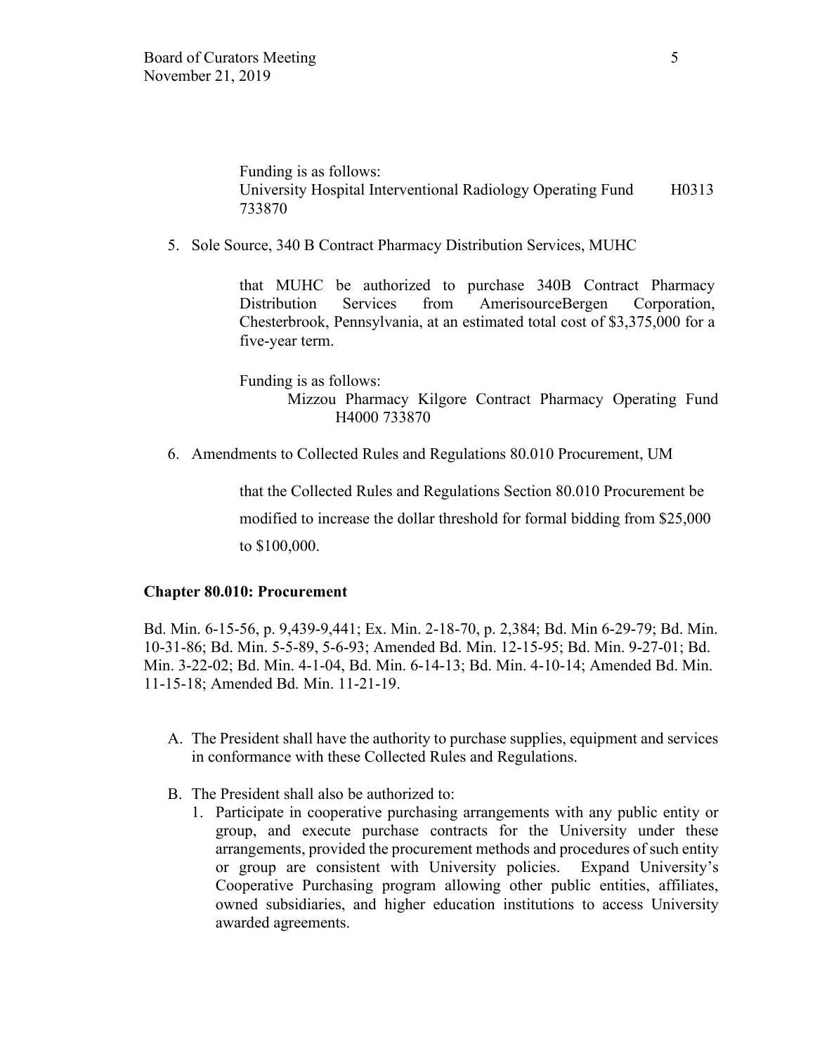Funding is as follows:
University Hospital Interventional Radiology Operating Fund H0313 733870

5. Sole Source, 340 B Contract Pharmacy Distribution Services, MUHC

   that MUHC be authorized to purchase 340B Contract Pharmacy Distribution Services from AmerisourceBergen Corporation, Chesterbrook, Pennsylvania, at an estimated total cost of $3,375,000 for a five-year term.

   Funding is as follows:
   Mizzou Pharmacy Kilgore Contract Pharmacy Operating Fund H4000 733870

6. Amendments to Collected Rules and Regulations 80.010 Procurement, UM

   that the Collected Rules and Regulations Section 80.010 Procurement be modified to increase the dollar threshold for formal bidding from $25,000 to $100,000.

**Chapter 80.010: Procurement**

Bd. Min. 6-15-56, p. 9,439-9,441; Ex. Min. 2-18-70, p. 2,384; Bd. Min 6-29-79; Bd. Min. 10-31-86; Bd. Min. 5-5-89, 5-6-93; Amended Bd. Min. 12-15-95; Bd. Min. 9-27-01; Bd. Min. 3-22-02; Bd. Min. 4-1-04, Bd. Min. 6-14-13; Bd. Min. 4-10-14; Amended Bd. Min. 11-15-18; Amended Bd. Min. 11-21-19.

A. The President shall have the authority to purchase supplies, equipment and services in conformance with these Collected Rules and Regulations.

B. The President shall also be authorized to:
   1. Participate in cooperative purchasing arrangements with any public entity or group, and execute purchase contracts for the University under these arrangements, provided the procurement methods and procedures of such entity or group are consistent with University policies. Expand University's Cooperative Purchasing program allowing other public entities, affiliates, owned subsidiaries, and higher education institutions to access University awarded agreements.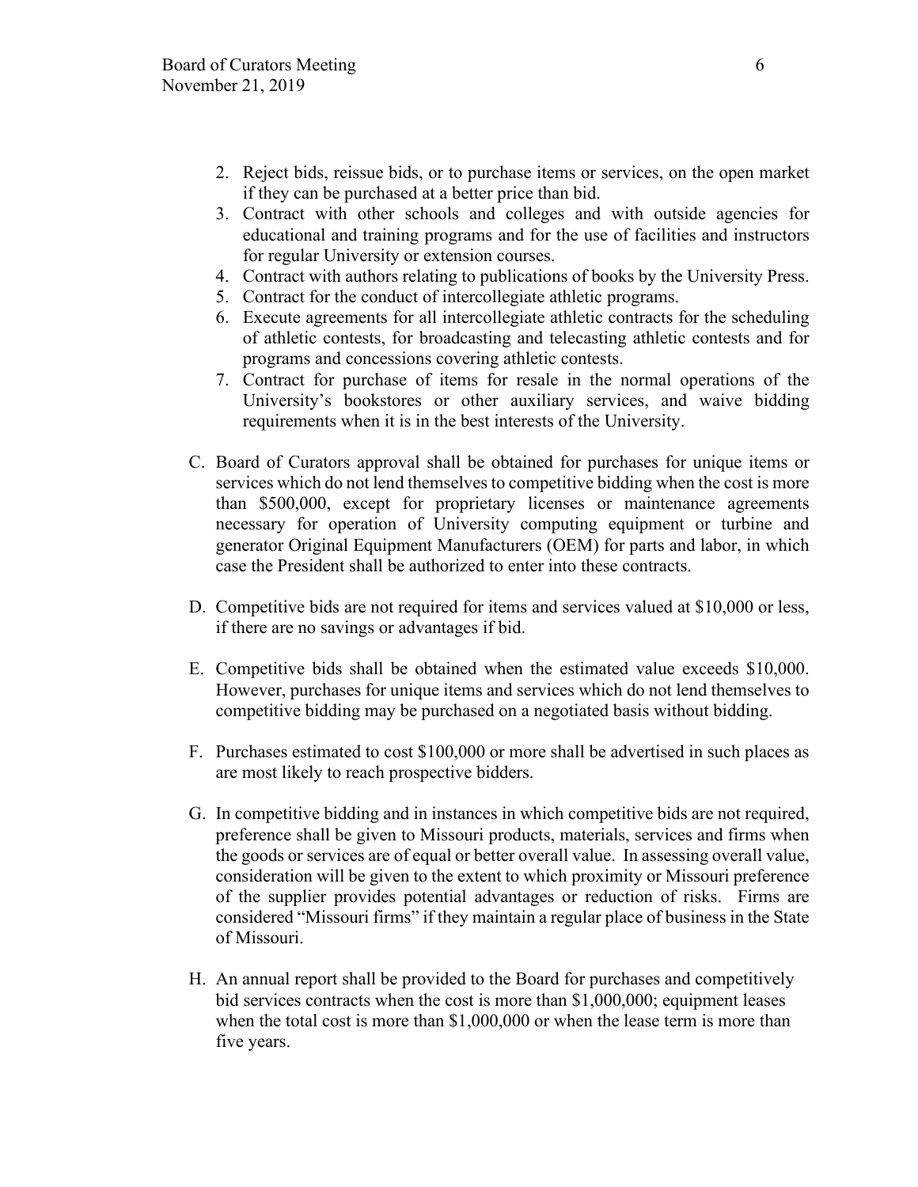2. Reject bids, reissue bids, or to purchase items or services, on the open market if they can be purchased at a better price than bid.
3. Contract with other schools and colleges and with outside agencies for educational and training programs and for the use of facilities and instructors for regular University or extension courses.
4. Contract with authors relating to publications of books by the University Press.
5. Contract for the conduct of intercollegiate athletic programs.
6. Execute agreements for all intercollegiate athletic contracts for the scheduling of athletic contests, for broadcasting and telecasting athletic contests and for programs and concessions covering athletic contests.
7. Contract for purchase of items for resale in the normal operations of the University's bookstores or other auxiliary services, and waive bidding requirements when it is in the best interests of the University.

C. Board of Curators approval shall be obtained for purchases for unique items or services which do not lend themselves to competitive bidding when the cost is more than $500,000, except for proprietary licenses or maintenance agreements necessary for operation of University computing equipment or turbine and generator Original Equipment Manufacturers (OEM) for parts and labor, in which case the President shall be authorized to enter into these contracts.

D. Competitive bids are not required for items and services valued at $10,000 or less, if there are no savings or advantages if bid.

E. Competitive bids shall be obtained when the estimated value exceeds $10,000. However, purchases for unique items and services which do not lend themselves to competitive bidding may be purchased on a negotiated basis without bidding.

F. Purchases estimated to cost $100,000 or more shall be advertised in such places as are most likely to reach prospective bidders.

G. In competitive bidding and in instances in which competitive bids are not required, preference shall be given to Missouri products, materials, services and firms when the goods or services are of equal or better overall value. In assessing overall value, consideration will be given to the extent to which proximity or Missouri preference of the supplier provides potential advantages or reduction of risks. Firms are considered "Missouri firms" if they maintain a regular place of business in the State of Missouri.

H. An annual report shall be provided to the Board for purchases and competitively bid services contracts when the cost is more than $1,000,000; equipment leases when the total cost is more than $1,000,000 or when the lease term is more than five years.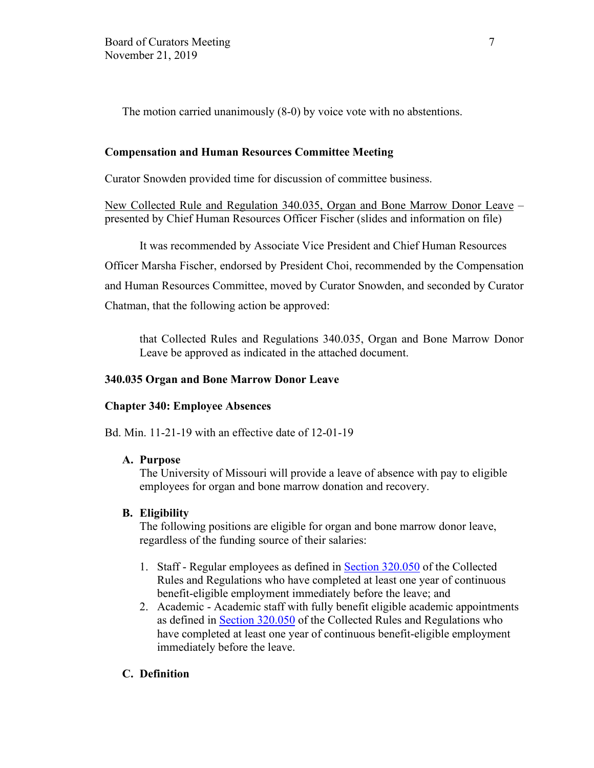The motion carried unanimously (8-0) by voice vote with no abstentions.

**Compensation and Human Resources Committee Meeting**

Curator Snowden provided time for discussion of committee business.

New Collected Rule and Regulation 340.035, Organ and Bone Marrow Donor Leave – presented by Chief Human Resources Officer Fischer (slides and information on file)

It was recommended by Associate Vice President and Chief Human Resources Officer Marsha Fischer, endorsed by President Choi, recommended by the Compensation and Human Resources Committee, moved by Curator Snowden, and seconded by Curator Chatman, that the following action be approved:

> that Collected Rules and Regulations 340.035, Organ and Bone Marrow Donor Leave be approved as indicated in the attached document.

**340.035 Organ and Bone Marrow Donor Leave**

**Chapter 340: Employee Absences**

Bd. Min. 11-21-19 with an effective date of 12-01-19

**A. Purpose**

The University of Missouri will provide a leave of absence with pay to eligible employees for organ and bone marrow donation and recovery.

**B. Eligibility**

The following positions are eligible for organ and bone marrow donor leave, regardless of the funding source of their salaries:

1. Staff - Regular employees as defined in Section 320.050 of the Collected Rules and Regulations who have completed at least one year of continuous benefit-eligible employment immediately before the leave; and
2. Academic - Academic staff with fully benefit eligible academic appointments as defined in Section 320.050 of the Collected Rules and Regulations who have completed at least one year of continuous benefit-eligible employment immediately before the leave.

**C. Definition**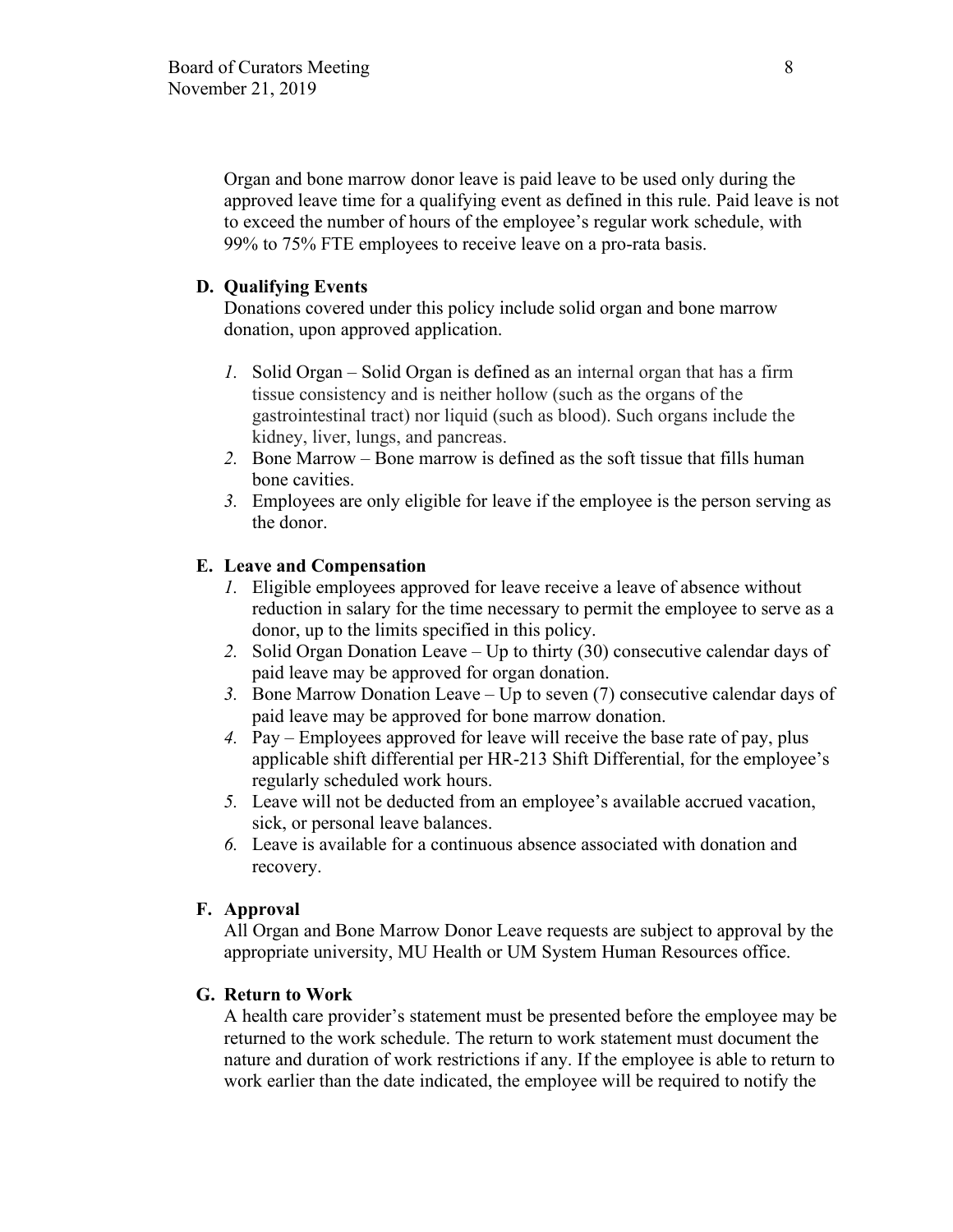Organ and bone marrow donor leave is paid leave to be used only during the approved leave time for a qualifying event as defined in this rule. Paid leave is not to exceed the number of hours of the employee's regular work schedule, with 99% to 75% FTE employees to receive leave on a pro-rata basis.

**D. Qualifying Events**

Donations covered under this policy include solid organ and bone marrow donation, upon approved application.

1. Solid Organ – Solid Organ is defined as an internal organ that has a firm tissue consistency and is neither hollow (such as the organs of the gastrointestinal tract) nor liquid (such as blood). Such organs include the kidney, liver, lungs, and pancreas.
2. Bone Marrow – Bone marrow is defined as the soft tissue that fills human bone cavities.
3. Employees are only eligible for leave if the employee is the person serving as the donor.

**E. Leave and Compensation**

1. Eligible employees approved for leave receive a leave of absence without reduction in salary for the time necessary to permit the employee to serve as a donor, up to the limits specified in this policy.
2. Solid Organ Donation Leave – Up to thirty (30) consecutive calendar days of paid leave may be approved for organ donation.
3. Bone Marrow Donation Leave – Up to seven (7) consecutive calendar days of paid leave may be approved for bone marrow donation.
4. Pay – Employees approved for leave will receive the base rate of pay, plus applicable shift differential per HR-213 Shift Differential, for the employee's regularly scheduled work hours.
5. Leave will not be deducted from an employee's available accrued vacation, sick, or personal leave balances.
6. Leave is available for a continuous absence associated with donation and recovery.

**F. Approval**

All Organ and Bone Marrow Donor Leave requests are subject to approval by the appropriate university, MU Health or UM System Human Resources office.

**G. Return to Work**

A health care provider's statement must be presented before the employee may be returned to the work schedule. The return to work statement must document the nature and duration of work restrictions if any. If the employee is able to return to work earlier than the date indicated, the employee will be required to notify the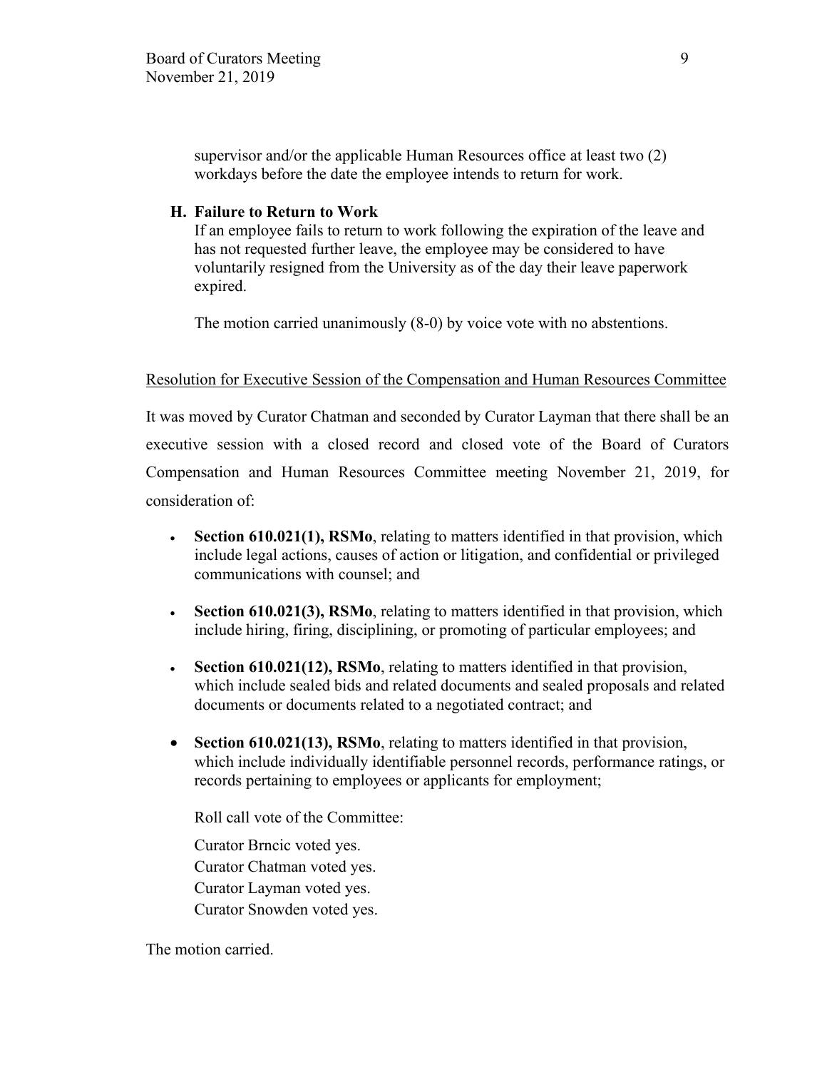supervisor and/or the applicable Human Resources office at least two (2) workdays before the date the employee intends to return for work.

**H. Failure to Return to Work**

If an employee fails to return to work following the expiration of the leave and has not requested further leave, the employee may be considered to have voluntarily resigned from the University as of the day their leave paperwork expired.

The motion carried unanimously (8-0) by voice vote with no abstentions.

<u>Resolution for Executive Session of the Compensation and Human Resources Committee</u>

It was moved by Curator Chatman and seconded by Curator Layman that there shall be an executive session with a closed record and closed vote of the Board of Curators Compensation and Human Resources Committee meeting November 21, 2019, for consideration of:

- **Section 610.021(1), RSMo**, relating to matters identified in that provision, which include legal actions, causes of action or litigation, and confidential or privileged communications with counsel; and
- **Section 610.021(3), RSMo**, relating to matters identified in that provision, which include hiring, firing, disciplining, or promoting of particular employees; and
- **Section 610.021(12), RSMo**, relating to matters identified in that provision, which include sealed bids and related documents and sealed proposals and related documents or documents related to a negotiated contract; and
- **Section 610.021(13), RSMo**, relating to matters identified in that provision, which include individually identifiable personnel records, performance ratings, or records pertaining to employees or applicants for employment;

Roll call vote of the Committee:

Curator Brncic voted yes.
Curator Chatman voted yes.
Curator Layman voted yes.
Curator Snowden voted yes.

The motion carried.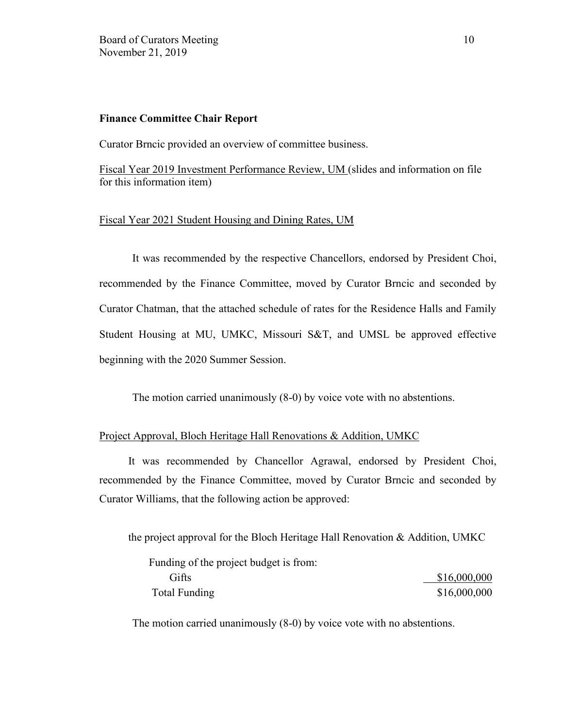**Finance Committee Chair Report**

Curator Brncic provided an overview of committee business.

Fiscal Year 2019 Investment Performance Review, UM (slides and information on file for this information item)

Fiscal Year 2021 Student Housing and Dining Rates, UM

It was recommended by the respective Chancellors, endorsed by President Choi, recommended by the Finance Committee, moved by Curator Brncic and seconded by Curator Chatman, that the attached schedule of rates for the Residence Halls and Family Student Housing at MU, UMKC, Missouri S&T, and UMSL be approved effective beginning with the 2020 Summer Session.

The motion carried unanimously (8-0) by voice vote with no abstentions.

Project Approval, Bloch Heritage Hall Renovations & Addition, UMKC

It was recommended by Chancellor Agrawal, endorsed by President Choi, recommended by the Finance Committee, moved by Curator Brncic and seconded by Curator Williams, that the following action be approved:

the project approval for the Bloch Heritage Hall Renovation & Addition, UMKC

| Funding of the project budget is from: | |
|---|---|
| Gifts | $16,000,000 |
| Total Funding | $16,000,000 |

The motion carried unanimously (8-0) by voice vote with no abstentions.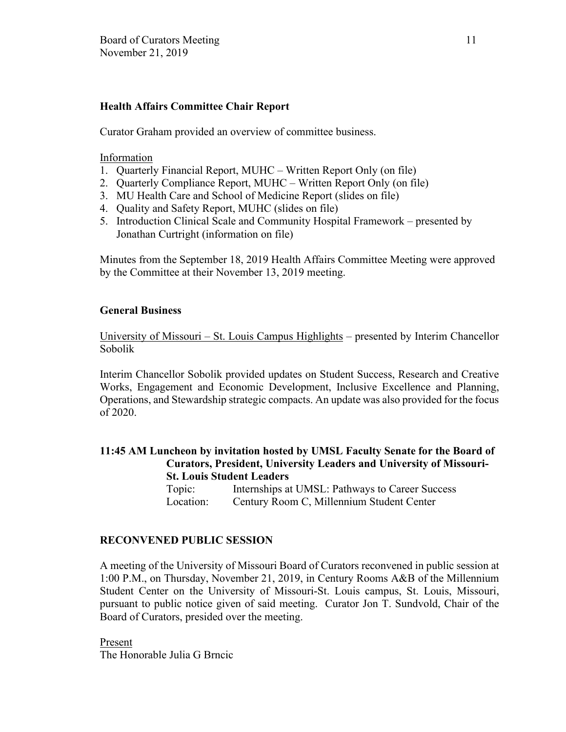**Health Affairs Committee Chair Report**

Curator Graham provided an overview of committee business.

Information

1. Quarterly Financial Report, MUHC – Written Report Only (on file)
2. Quarterly Compliance Report, MUHC – Written Report Only (on file)
3. MU Health Care and School of Medicine Report (slides on file)
4. Quality and Safety Report, MUHC (slides on file)
5. Introduction Clinical Scale and Community Hospital Framework – presented by Jonathan Curtright (information on file)

Minutes from the September 18, 2019 Health Affairs Committee Meeting were approved by the Committee at their November 13, 2019 meeting.

**General Business**

University of Missouri – St. Louis Campus Highlights – presented by Interim Chancellor Sobolik

Interim Chancellor Sobolik provided updates on Student Success, Research and Creative Works, Engagement and Economic Development, Inclusive Excellence and Planning, Operations, and Stewardship strategic compacts. An update was also provided for the focus of 2020.

**11:45 AM Luncheon by invitation hosted by UMSL Faculty Senate for the Board of Curators, President, University Leaders and University of Missouri-St. Louis Student Leaders**

Topic: Internships at UMSL: Pathways to Career Success
Location: Century Room C, Millennium Student Center

**RECONVENED PUBLIC SESSION**

A meeting of the University of Missouri Board of Curators reconvened in public session at 1:00 P.M., on Thursday, November 21, 2019, in Century Rooms A&B of the Millennium Student Center on the University of Missouri-St. Louis campus, St. Louis, Missouri, pursuant to public notice given of said meeting. Curator Jon T. Sundvold, Chair of the Board of Curators, presided over the meeting.

Present
The Honorable Julia G Brncic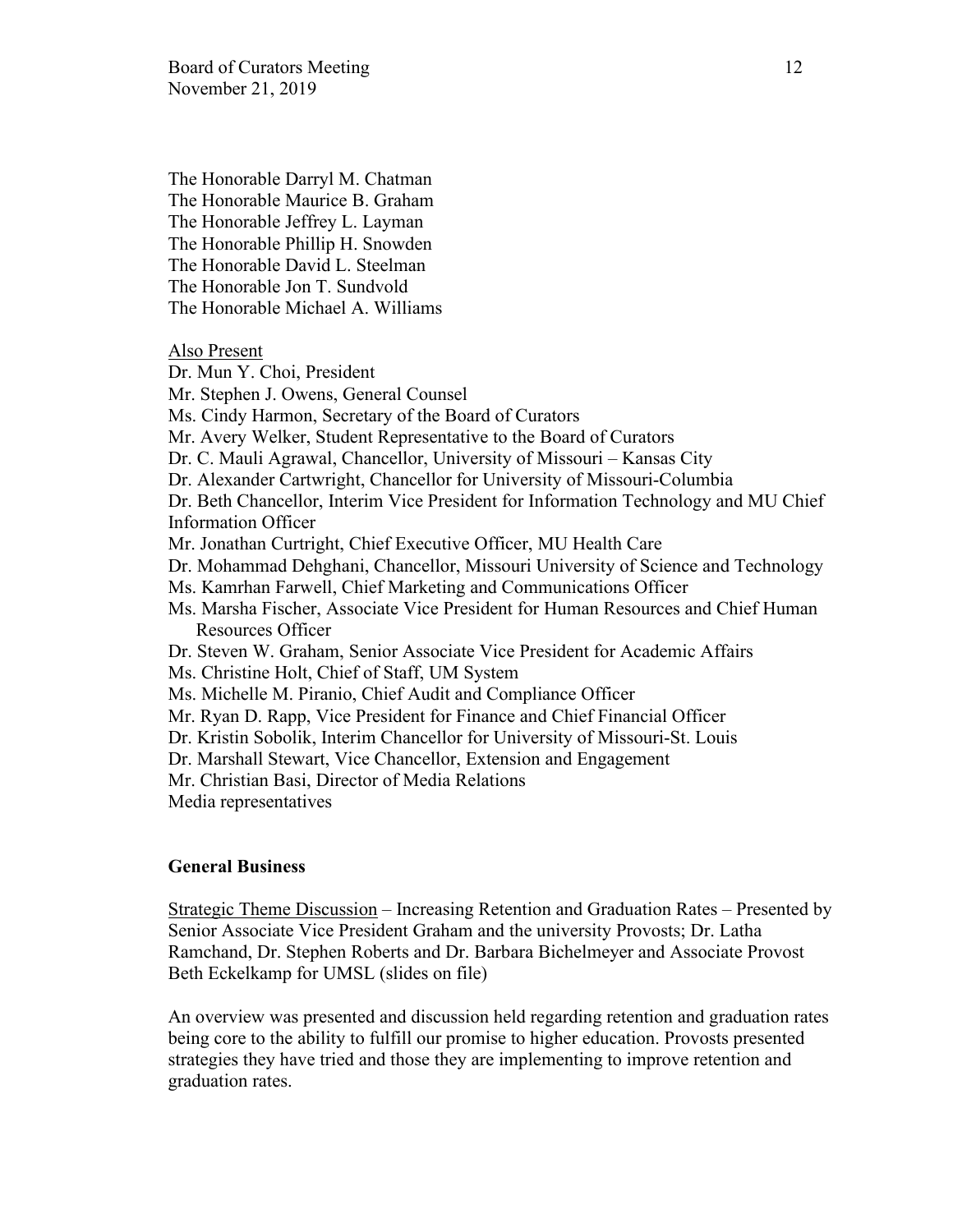The Honorable Darryl M. Chatman
The Honorable Maurice B. Graham
The Honorable Jeffrey L. Layman
The Honorable Phillip H. Snowden
The Honorable David L. Steelman
The Honorable Jon T. Sundvold
The Honorable Michael A. Williams

Also Present

Dr. Mun Y. Choi, President
Mr. Stephen J. Owens, General Counsel
Ms. Cindy Harmon, Secretary of the Board of Curators
Mr. Avery Welker, Student Representative to the Board of Curators
Dr. C. Mauli Agrawal, Chancellor, University of Missouri – Kansas City
Dr. Alexander Cartwright, Chancellor for University of Missouri-Columbia
Dr. Beth Chancellor, Interim Vice President for Information Technology and MU Chief Information Officer
Mr. Jonathan Curtright, Chief Executive Officer, MU Health Care
Dr. Mohammad Dehghani, Chancellor, Missouri University of Science and Technology
Ms. Kamrhan Farwell, Chief Marketing and Communications Officer
Ms. Marsha Fischer, Associate Vice President for Human Resources and Chief Human Resources Officer
Dr. Steven W. Graham, Senior Associate Vice President for Academic Affairs
Ms. Christine Holt, Chief of Staff, UM System
Ms. Michelle M. Piranio, Chief Audit and Compliance Officer
Mr. Ryan D. Rapp, Vice President for Finance and Chief Financial Officer
Dr. Kristin Sobolik, Interim Chancellor for University of Missouri-St. Louis
Dr. Marshall Stewart, Vice Chancellor, Extension and Engagement
Mr. Christian Basi, Director of Media Relations
Media representatives

**General Business**

Strategic Theme Discussion – Increasing Retention and Graduation Rates – Presented by Senior Associate Vice President Graham and the university Provosts; Dr. Latha Ramchand, Dr. Stephen Roberts and Dr. Barbara Bichelmeyer and Associate Provost Beth Eckelkamp for UMSL (slides on file)

An overview was presented and discussion held regarding retention and graduation rates being core to the ability to fulfill our promise to higher education. Provosts presented strategies they have tried and those they are implementing to improve retention and graduation rates.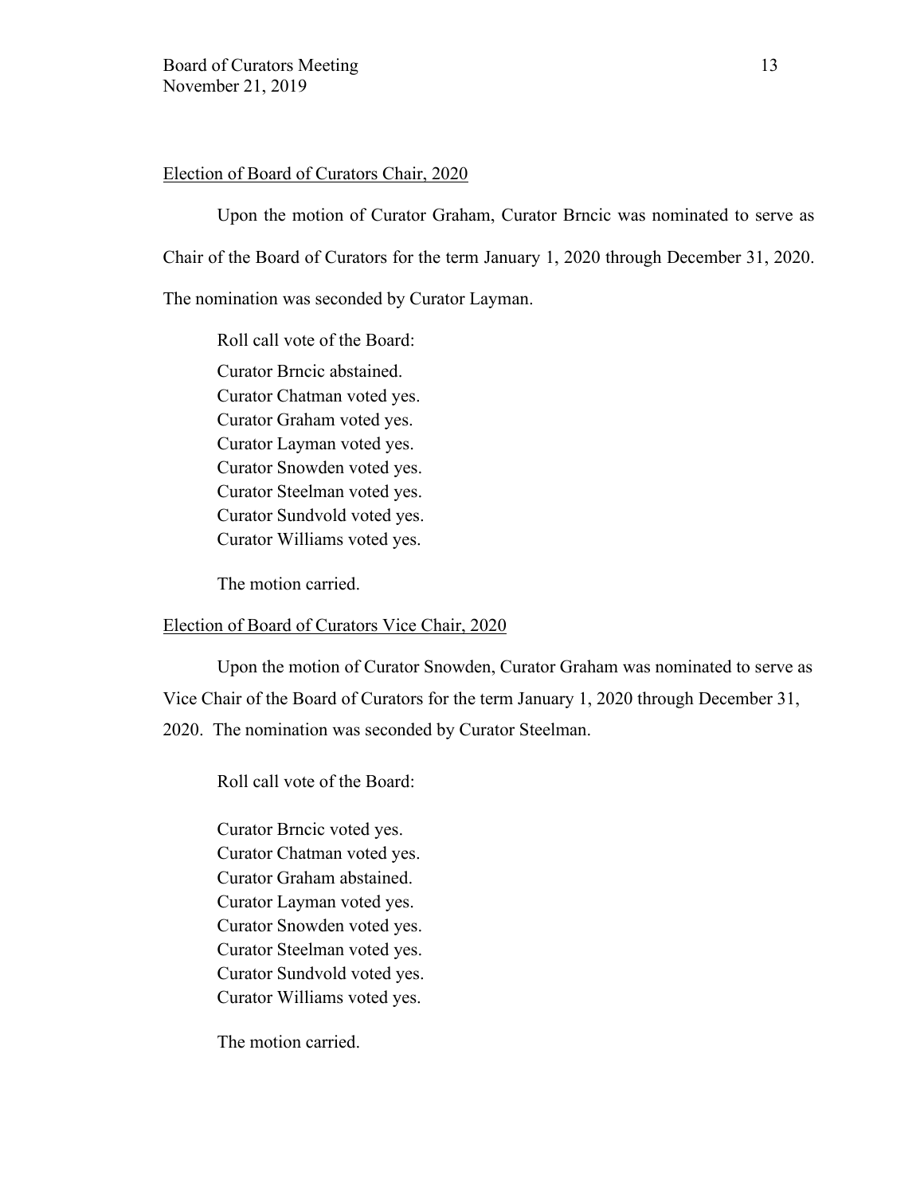Election of Board of Curators Chair, 2020

Upon the motion of Curator Graham, Curator Brncic was nominated to serve as Chair of the Board of Curators for the term January 1, 2020 through December 31, 2020. The nomination was seconded by Curator Layman.

Roll call vote of the Board:

Curator Brncic abstained.
Curator Chatman voted yes.
Curator Graham voted yes.
Curator Layman voted yes.
Curator Snowden voted yes.
Curator Steelman voted yes.
Curator Sundvold voted yes.
Curator Williams voted yes.

The motion carried.

Election of Board of Curators Vice Chair, 2020

Upon the motion of Curator Snowden, Curator Graham was nominated to serve as Vice Chair of the Board of Curators for the term January 1, 2020 through December 31, 2020. The nomination was seconded by Curator Steelman.

Roll call vote of the Board:

Curator Brncic voted yes.
Curator Chatman voted yes.
Curator Graham abstained.
Curator Layman voted yes.
Curator Snowden voted yes.
Curator Steelman voted yes.
Curator Sundvold voted yes.
Curator Williams voted yes.

The motion carried.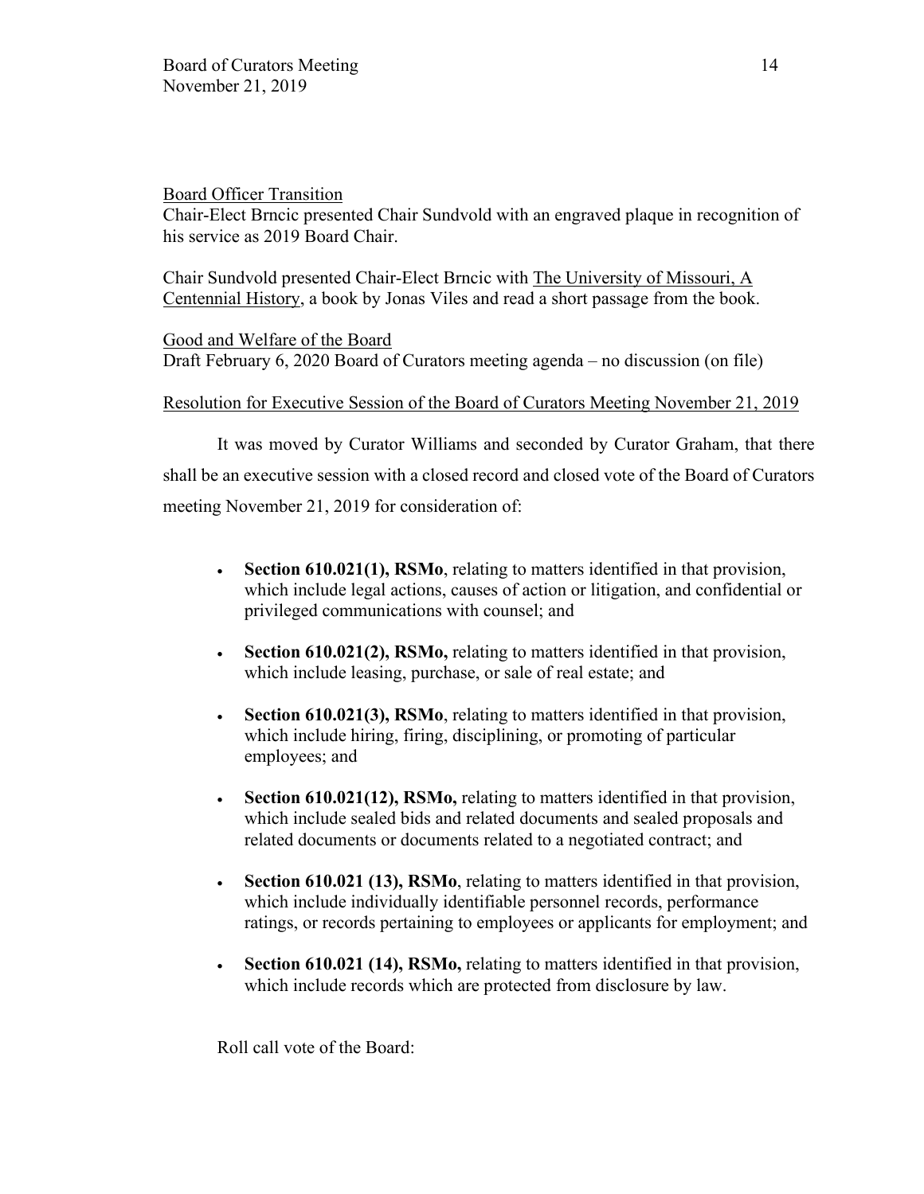Board Officer Transition

Chair-Elect Brncic presented Chair Sundvold with an engraved plaque in recognition of his service as 2019 Board Chair.

Chair Sundvold presented Chair-Elect Brncic with The University of Missouri, A Centennial History, a book by Jonas Viles and read a short passage from the book.

Good and Welfare of the Board

Draft February 6, 2020 Board of Curators meeting agenda – no discussion (on file)

Resolution for Executive Session of the Board of Curators Meeting November 21, 2019

It was moved by Curator Williams and seconded by Curator Graham, that there shall be an executive session with a closed record and closed vote of the Board of Curators meeting November 21, 2019 for consideration of:

- **Section 610.021(1), RSMo**, relating to matters identified in that provision, which include legal actions, causes of action or litigation, and confidential or privileged communications with counsel; and
- **Section 610.021(2), RSMo,** relating to matters identified in that provision, which include leasing, purchase, or sale of real estate; and
- **Section 610.021(3), RSMo**, relating to matters identified in that provision, which include hiring, firing, disciplining, or promoting of particular employees; and
- **Section 610.021(12), RSMo,** relating to matters identified in that provision, which include sealed bids and related documents and sealed proposals and related documents or documents related to a negotiated contract; and
- **Section 610.021 (13), RSMo**, relating to matters identified in that provision, which include individually identifiable personnel records, performance ratings, or records pertaining to employees or applicants for employment; and
- **Section 610.021 (14), RSMo,** relating to matters identified in that provision, which include records which are protected from disclosure by law.

Roll call vote of the Board: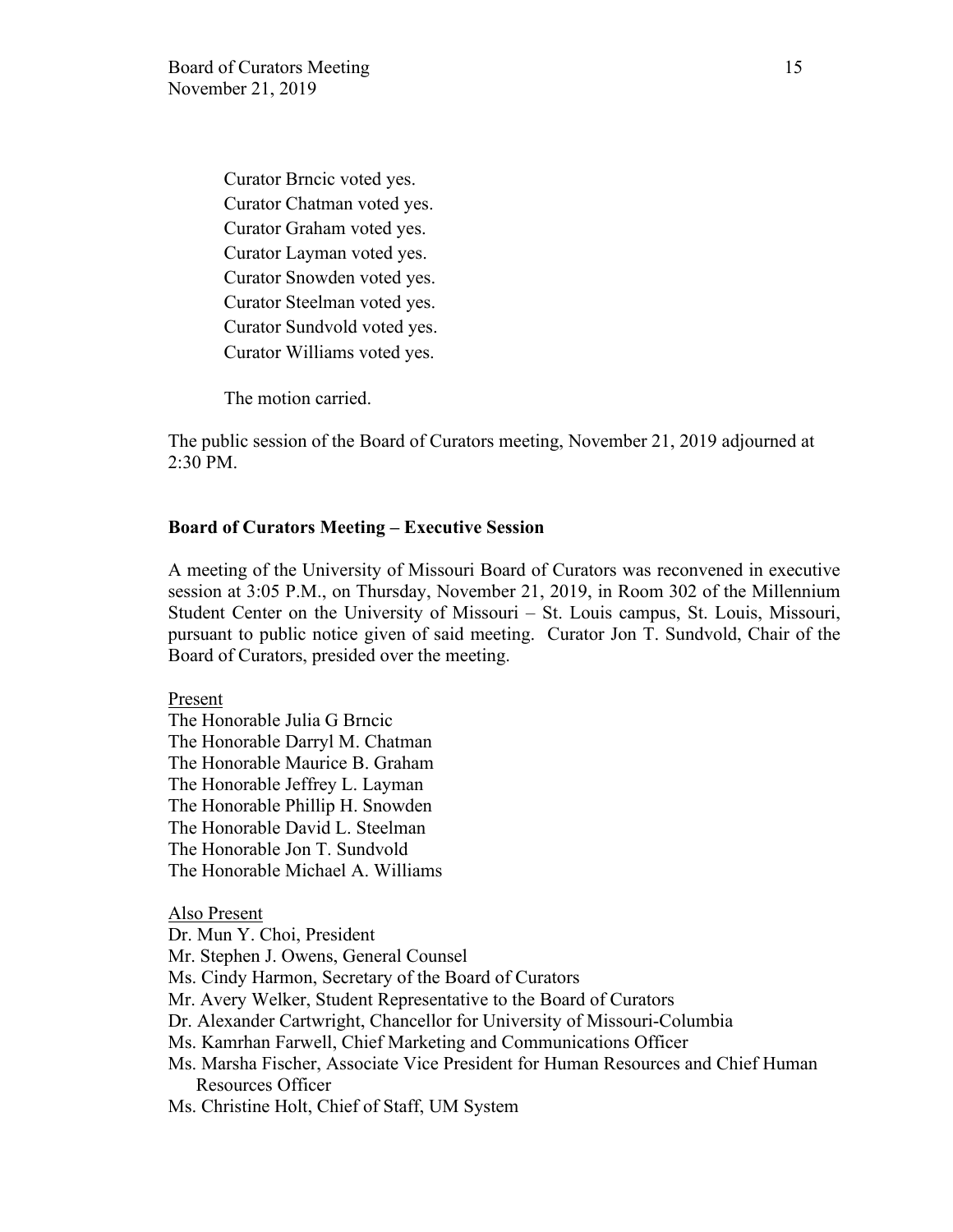Curator Brncic voted yes.
Curator Chatman voted yes.
Curator Graham voted yes.
Curator Layman voted yes.
Curator Snowden voted yes.
Curator Steelman voted yes.
Curator Sundvold voted yes.
Curator Williams voted yes.

The motion carried.

The public session of the Board of Curators meeting, November 21, 2019 adjourned at 2:30 PM.

**Board of Curators Meeting – Executive Session**

A meeting of the University of Missouri Board of Curators was reconvened in executive session at 3:05 P.M., on Thursday, November 21, 2019, in Room 302 of the Millennium Student Center on the University of Missouri – St. Louis campus, St. Louis, Missouri, pursuant to public notice given of said meeting. Curator Jon T. Sundvold, Chair of the Board of Curators, presided over the meeting.

Present

The Honorable Julia G Brncic
The Honorable Darryl M. Chatman
The Honorable Maurice B. Graham
The Honorable Jeffrey L. Layman
The Honorable Phillip H. Snowden
The Honorable David L. Steelman
The Honorable Jon T. Sundvold
The Honorable Michael A. Williams

Also Present

Dr. Mun Y. Choi, President
Mr. Stephen J. Owens, General Counsel
Ms. Cindy Harmon, Secretary of the Board of Curators
Mr. Avery Welker, Student Representative to the Board of Curators
Dr. Alexander Cartwright, Chancellor for University of Missouri-Columbia
Ms. Kamrhan Farwell, Chief Marketing and Communications Officer
Ms. Marsha Fischer, Associate Vice President for Human Resources and Chief Human Resources Officer
Ms. Christine Holt, Chief of Staff, UM System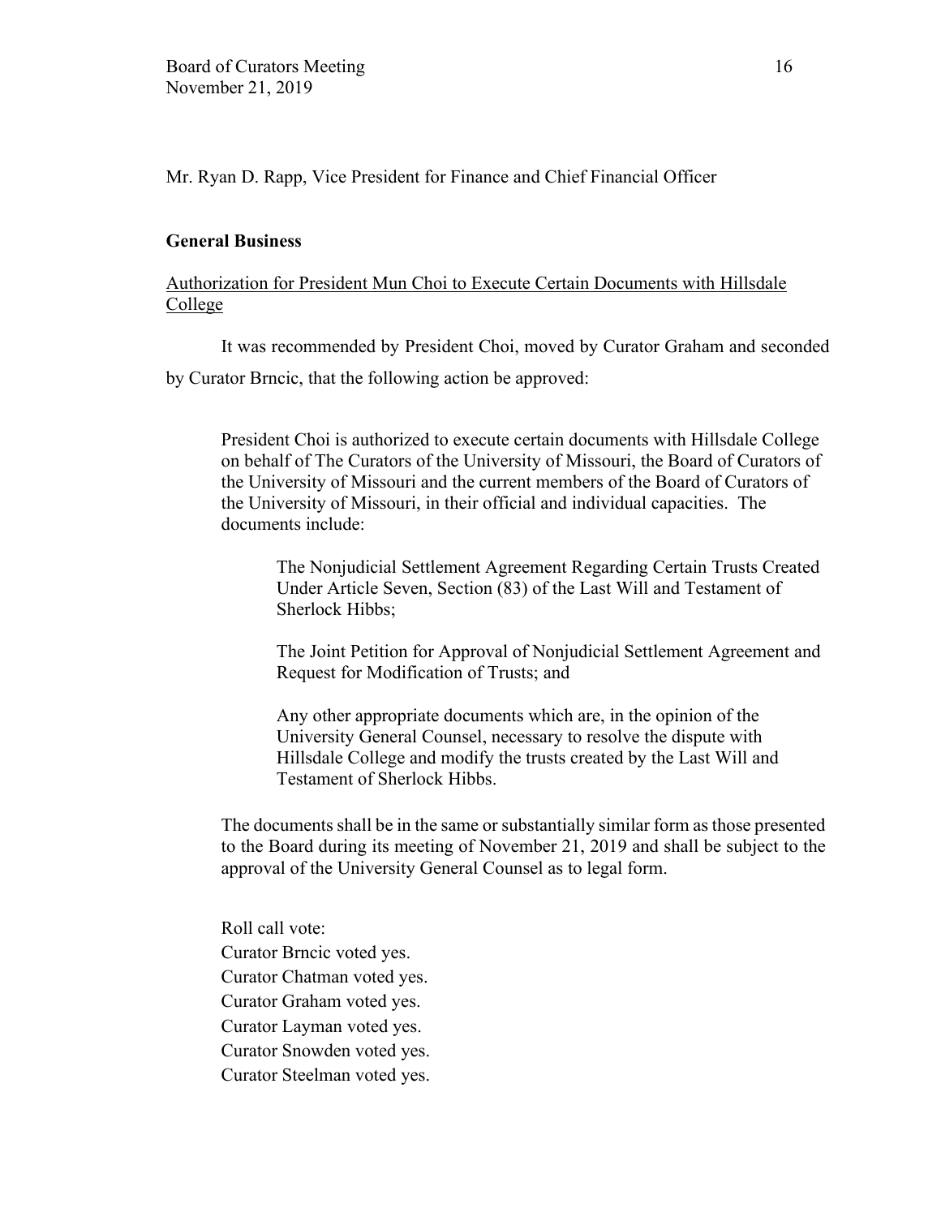Mr. Ryan D. Rapp, Vice President for Finance and Chief Financial Officer

**General Business**

<u>Authorization for President Mun Choi to Execute Certain Documents with Hillsdale College</u>

It was recommended by President Choi, moved by Curator Graham and seconded by Curator Brncic, that the following action be approved:

> President Choi is authorized to execute certain documents with Hillsdale College on behalf of The Curators of the University of Missouri, the Board of Curators of the University of Missouri and the current members of the Board of Curators of the University of Missouri, in their official and individual capacities. The documents include:
>
> > The Nonjudicial Settlement Agreement Regarding Certain Trusts Created Under Article Seven, Section (83) of the Last Will and Testament of Sherlock Hibbs;
> >
> > The Joint Petition for Approval of Nonjudicial Settlement Agreement and Request for Modification of Trusts; and
> >
> > Any other appropriate documents which are, in the opinion of the University General Counsel, necessary to resolve the dispute with Hillsdale College and modify the trusts created by the Last Will and Testament of Sherlock Hibbs.
>
> The documents shall be in the same or substantially similar form as those presented to the Board during its meeting of November 21, 2019 and shall be subject to the approval of the University General Counsel as to legal form.

Roll call vote:
Curator Brncic voted yes.
Curator Chatman voted yes.
Curator Graham voted yes.
Curator Layman voted yes.
Curator Snowden voted yes.
Curator Steelman voted yes.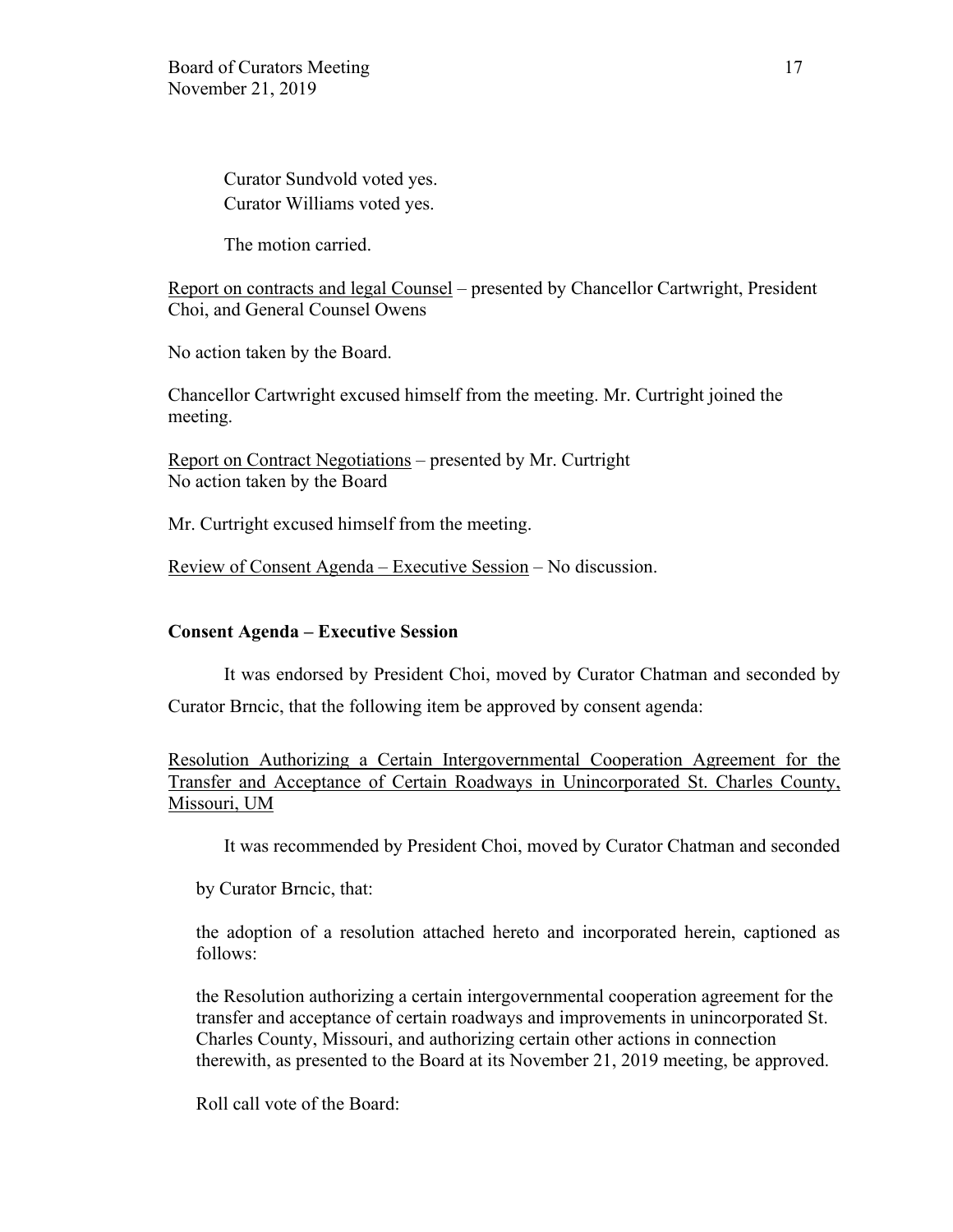Curator Sundvold voted yes.
Curator Williams voted yes.

The motion carried.

Report on contracts and legal Counsel – presented by Chancellor Cartwright, President Choi, and General Counsel Owens

No action taken by the Board.

Chancellor Cartwright excused himself from the meeting. Mr. Curtright joined the meeting.

Report on Contract Negotiations – presented by Mr. Curtright
No action taken by the Board

Mr. Curtright excused himself from the meeting.

Review of Consent Agenda – Executive Session – No discussion.

**Consent Agenda – Executive Session**

It was endorsed by President Choi, moved by Curator Chatman and seconded by Curator Brncic, that the following item be approved by consent agenda:

Resolution Authorizing a Certain Intergovernmental Cooperation Agreement for the Transfer and Acceptance of Certain Roadways in Unincorporated St. Charles County, Missouri, UM

It was recommended by President Choi, moved by Curator Chatman and seconded by Curator Brncic, that:

the adoption of a resolution attached hereto and incorporated herein, captioned as follows:

the Resolution authorizing a certain intergovernmental cooperation agreement for the transfer and acceptance of certain roadways and improvements in unincorporated St. Charles County, Missouri, and authorizing certain other actions in connection therewith, as presented to the Board at its November 21, 2019 meeting, be approved.

Roll call vote of the Board: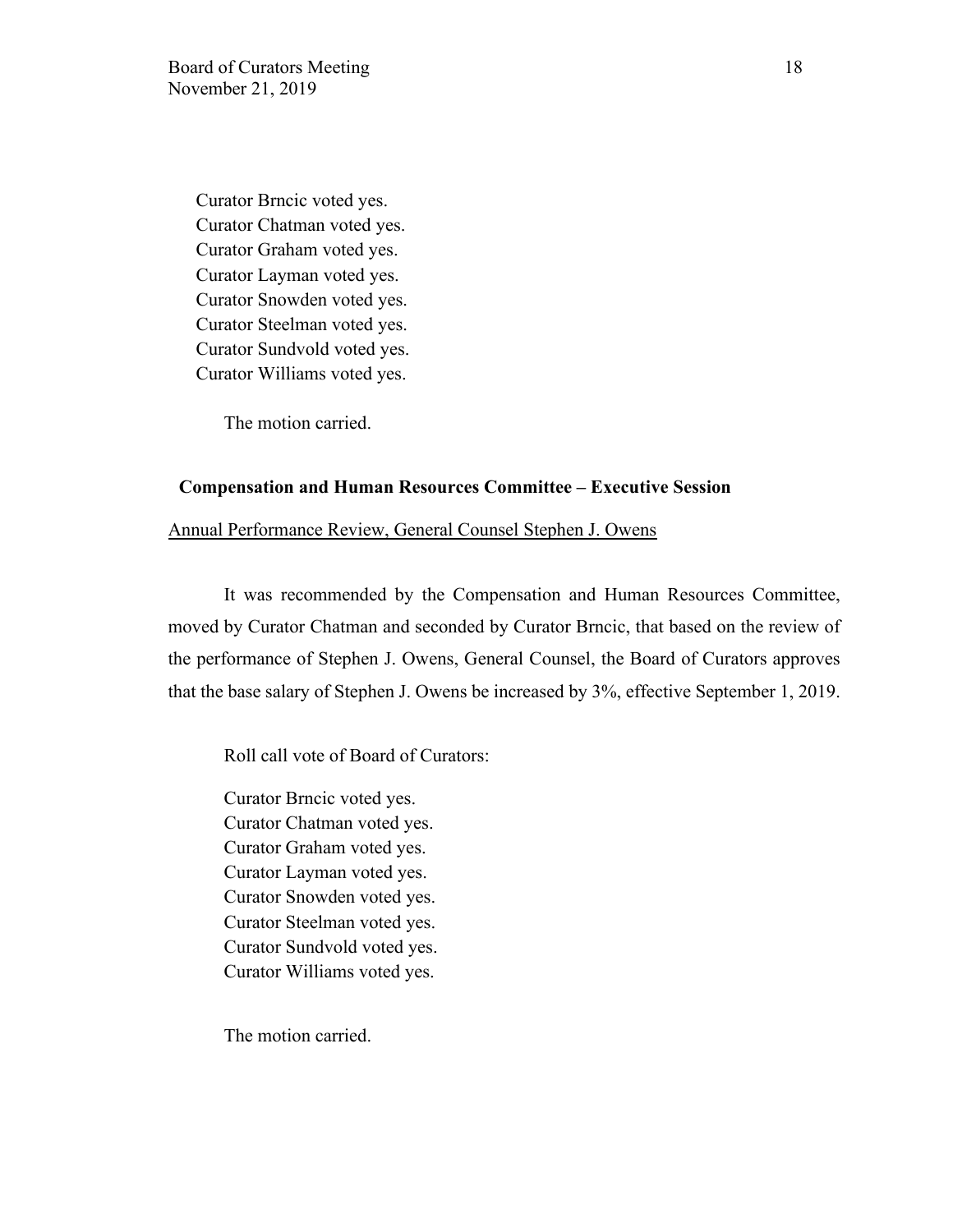Curator Brncic voted yes.
Curator Chatman voted yes.
Curator Graham voted yes.
Curator Layman voted yes.
Curator Snowden voted yes.
Curator Steelman voted yes.
Curator Sundvold voted yes.
Curator Williams voted yes.

The motion carried.

**Compensation and Human Resources Committee – Executive Session**

Annual Performance Review, General Counsel Stephen J. Owens

It was recommended by the Compensation and Human Resources Committee, moved by Curator Chatman and seconded by Curator Brncic, that based on the review of the performance of Stephen J. Owens, General Counsel, the Board of Curators approves that the base salary of Stephen J. Owens be increased by 3%, effective September 1, 2019.

Roll call vote of Board of Curators:

Curator Brncic voted yes.
Curator Chatman voted yes.
Curator Graham voted yes.
Curator Layman voted yes.
Curator Snowden voted yes.
Curator Steelman voted yes.
Curator Sundvold voted yes.
Curator Williams voted yes.

The motion carried.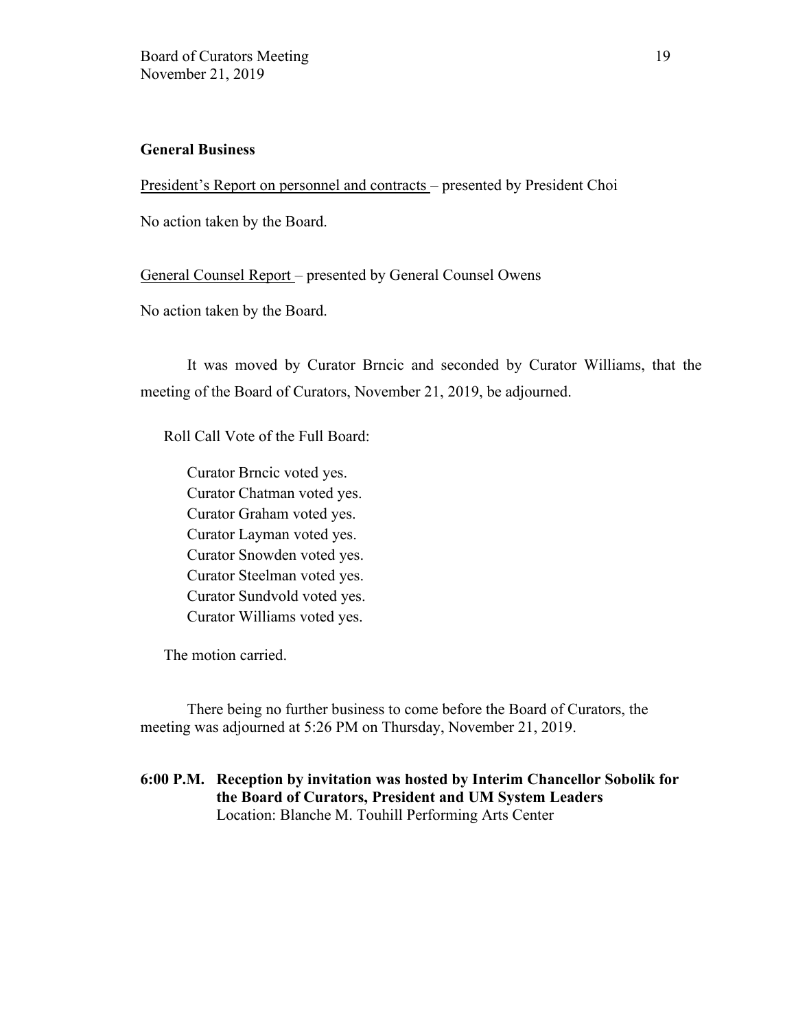**General Business**

President's Report on personnel and contracts – presented by President Choi

No action taken by the Board.

General Counsel Report – presented by General Counsel Owens

No action taken by the Board.

It was moved by Curator Brncic and seconded by Curator Williams, that the meeting of the Board of Curators, November 21, 2019, be adjourned.

Roll Call Vote of the Full Board:

Curator Brncic voted yes.
Curator Chatman voted yes.
Curator Graham voted yes.
Curator Layman voted yes.
Curator Snowden voted yes.
Curator Steelman voted yes.
Curator Sundvold voted yes.
Curator Williams voted yes.

The motion carried.

There being no further business to come before the Board of Curators, the meeting was adjourned at 5:26 PM on Thursday, November 21, 2019.

**6:00 P.M. Reception by invitation was hosted by Interim Chancellor Sobolik for the Board of Curators, President and UM System Leaders**
Location: Blanche M. Touhill Performing Arts Center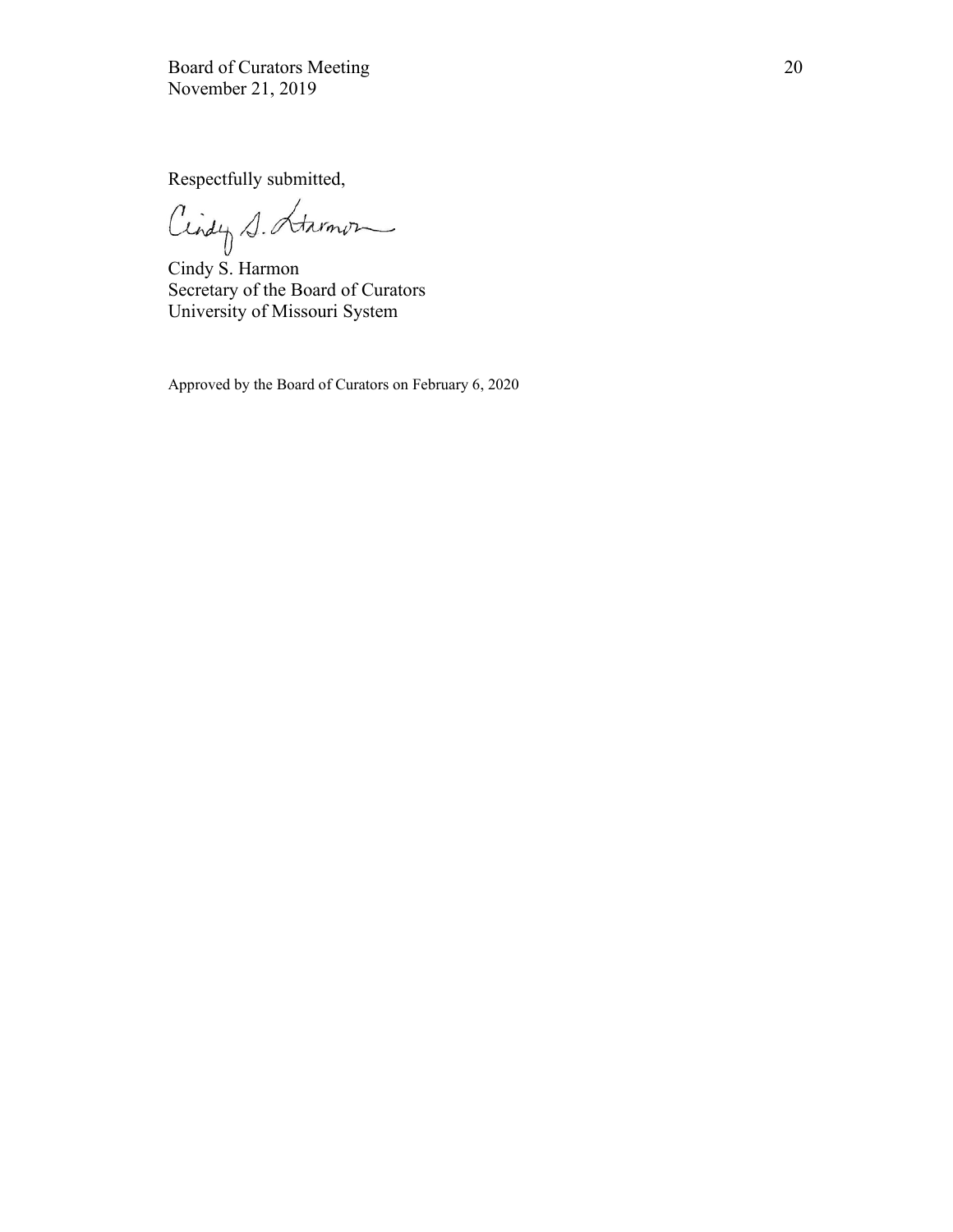Respectfully submitted,

Cindy S. Harmon
Secretary of the Board of Curators
University of Missouri System

Approved by the Board of Curators on February 6, 2020